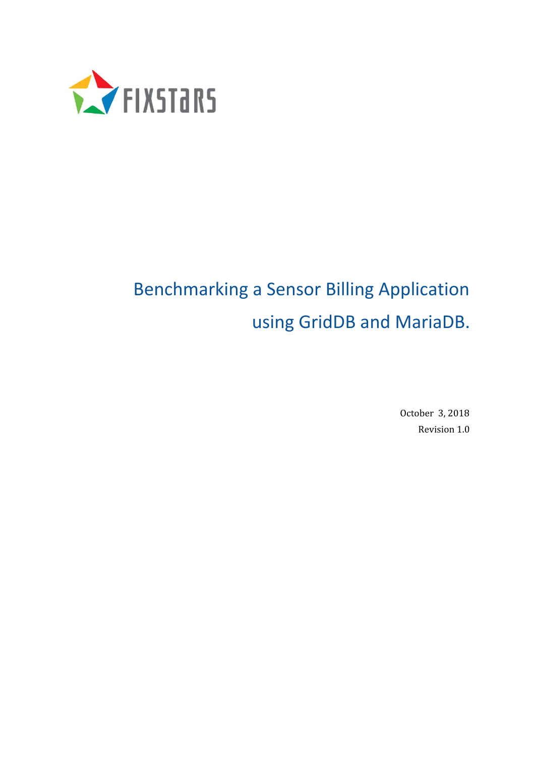FIXSTARS

# Benchmarking a Sensor Billing Application using GridDB and MariaDB.

October 3, 2018

Revision 1.0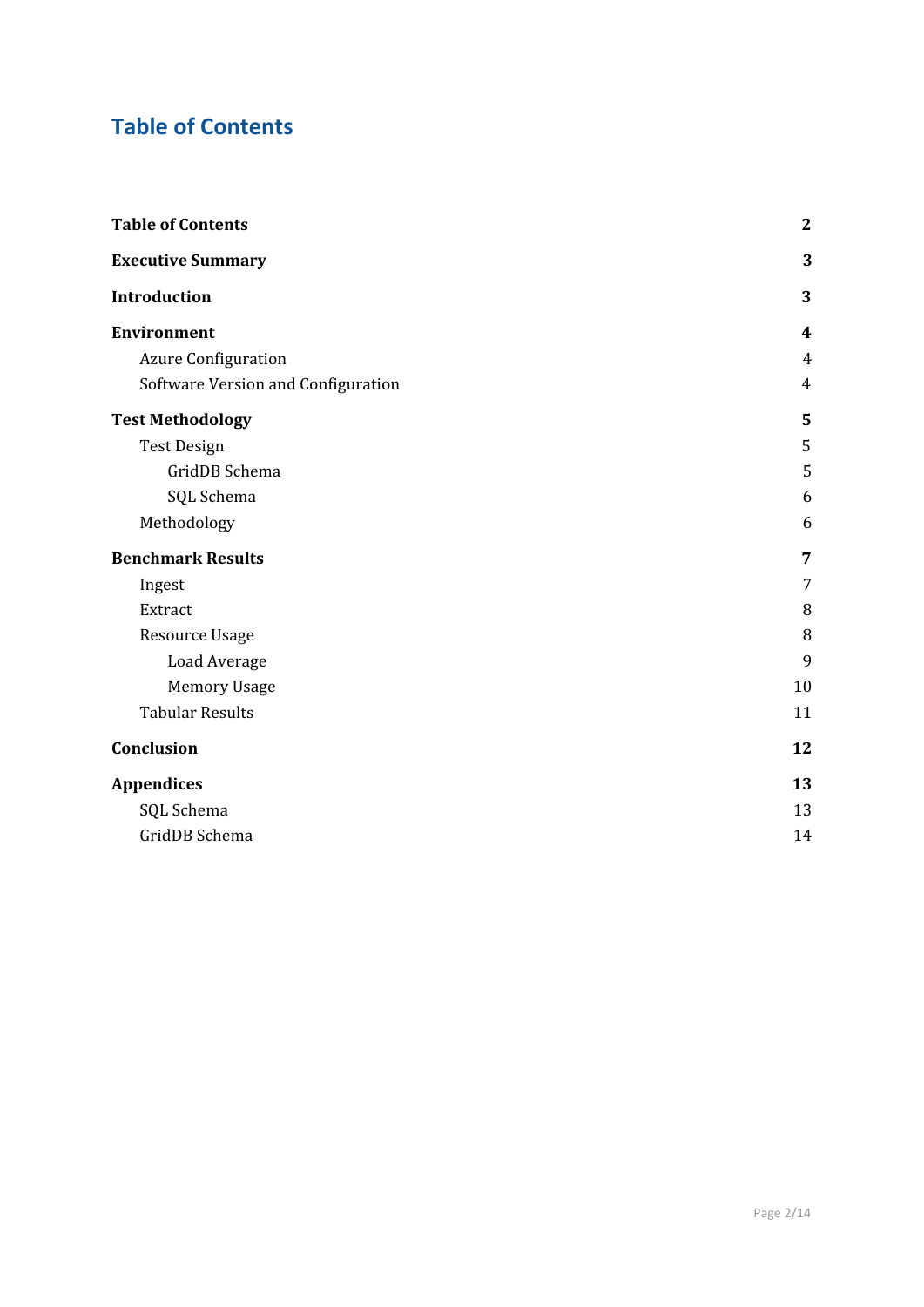# Table of Contents

| | |
|---|---|
| **Table of Contents** | **2** |
| **Executive Summary** | **3** |
| **Introduction** | **3** |
| **Environment** | **4** |
| Azure Configuration | 4 |
| Software Version and Configuration | 4 |
| **Test Methodology** | **5** |
| Test Design | 5 |
| GridDB Schema | 5 |
| SQL Schema | 6 |
| Methodology | 6 |
| **Benchmark Results** | **7** |
| Ingest | 7 |
| Extract | 8 |
| Resource Usage | 8 |
| Load Average | 9 |
| Memory Usage | 10 |
| Tabular Results | 11 |
| **Conclusion** | **12** |
| **Appendices** | **13** |
| SQL Schema | 13 |
| GridDB Schema | 14 |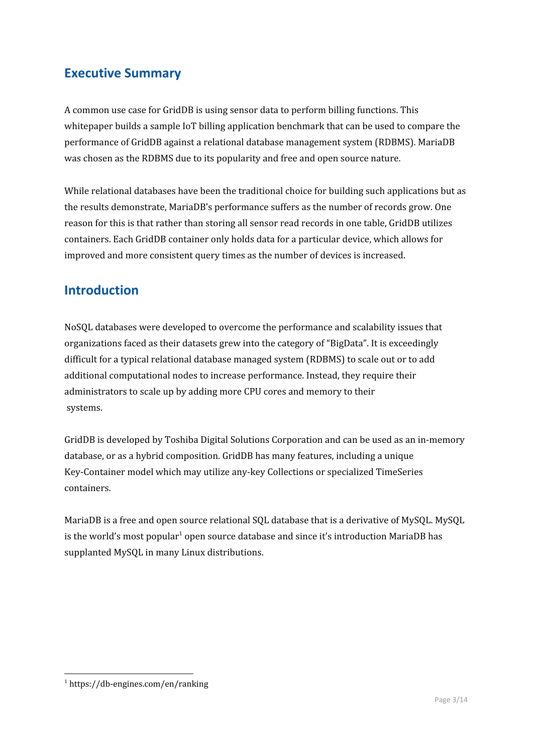## Executive Summary

A common use case for GridDB is using sensor data to perform billing functions. This whitepaper builds a sample IoT billing application benchmark that can be used to compare the performance of GridDB against a relational database management system (RDBMS). MariaDB was chosen as the RDBMS due to its popularity and free and open source nature.

While relational databases have been the traditional choice for building such applications but as the results demonstrate, MariaDB's performance suffers as the number of records grow. One reason for this is that rather than storing all sensor read records in one table, GridDB utilizes containers. Each GridDB container only holds data for a particular device, which allows for improved and more consistent query times as the number of devices is increased.

## Introduction

NoSQL databases were developed to overcome the performance and scalability issues that organizations faced as their datasets grew into the category of "BigData". It is exceedingly difficult for a typical relational database managed system (RDBMS) to scale out or to add additional computational nodes to increase performance. Instead, they require their administrators to scale up by adding more CPU cores and memory to their systems.

GridDB is developed by Toshiba Digital Solutions Corporation and can be used as an in-memory database, or as a hybrid composition. GridDB has many features, including a unique Key-Container model which may utilize any-key Collections or specialized TimeSeries containers.

MariaDB is a free and open source relational SQL database that is a derivative of MySQL. MySQL is the world's most popular[1] open source database and since it's introduction MariaDB has supplanted MySQL in many Linux distributions.

---

[1] https://db-engines.com/en/ranking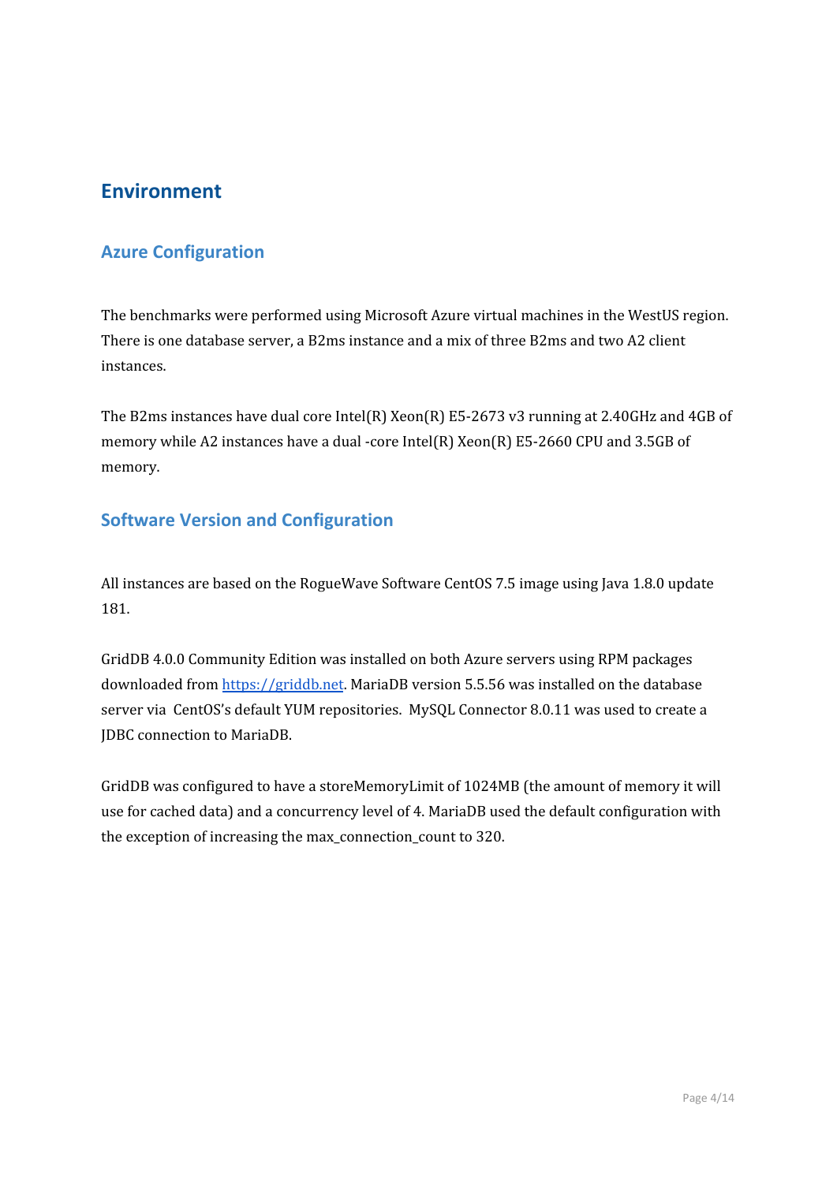# Environment

## Azure Configuration

The benchmarks were performed using Microsoft Azure virtual machines in the WestUS region. There is one database server, a B2ms instance and a mix of three B2ms and two A2 client instances.

The B2ms instances have dual core Intel(R) Xeon(R) E5-2673 v3 running at 2.40GHz and 4GB of memory while A2 instances have a dual -core Intel(R) Xeon(R) E5-2660 CPU and 3.5GB of memory.

## Software Version and Configuration

All instances are based on the RogueWave Software CentOS 7.5 image using Java 1.8.0 update 181.

GridDB 4.0.0 Community Edition was installed on both Azure servers using RPM packages downloaded from [https://griddb.net](https://griddb.net). MariaDB version 5.5.56 was installed on the database server via CentOS's default YUM repositories. MySQL Connector 8.0.11 was used to create a JDBC connection to MariaDB.

GridDB was configured to have a storeMemoryLimit of 1024MB (the amount of memory it will use for cached data) and a concurrency level of 4. MariaDB used the default configuration with the exception of increasing the max_connection_count to 320.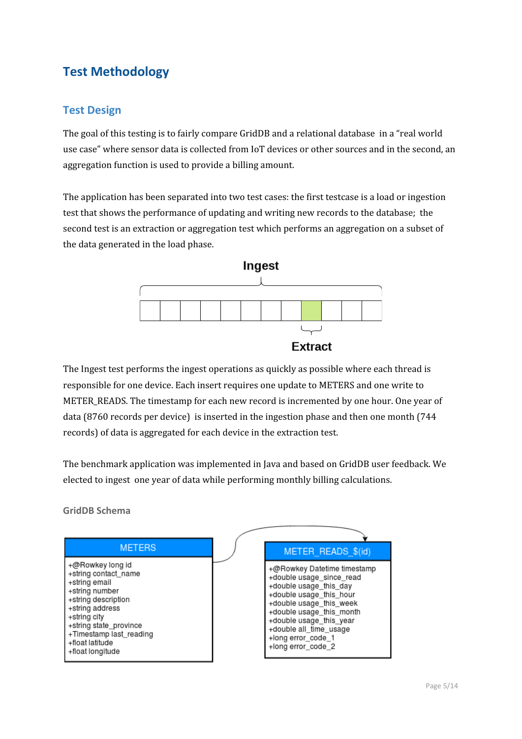## Test Methodology

### Test Design

The goal of this testing is to fairly compare GridDB and a relational database in a "real world use case" where sensor data is collected from IoT devices or other sources and in the second, an aggregation function is used to provide a billing amount.

The application has been separated into two test cases: the first testcase is a load or ingestion test that shows the performance of updating and writing new records to the database; the second test is an extraction or aggregation test which performs an aggregation on a subset of the data generated in the load phase.

Ingest

Extract

The Ingest test performs the ingest operations as quickly as possible where each thread is responsible for one device. Each insert requires one update to METERS and one write to METER_READS. The timestamp for each new record is incremented by one hour. One year of data (8760 records per device) is inserted in the ingestion phase and then one month (744 records) of data is aggregated for each device in the extraction test.

The benchmark application was implemented in Java and based on GridDB user feedback. We elected to ingest one year of data while performing monthly billing calculations.

#### GridDB Schema

| METERS |
|---|
| +@Rowkey long id |
| +string contact_name |
| +string email |
| +string number |
| +string description |
| +string address |
| +string city |
| +string state_province |
| +Timestamp last_reading |
| +float latitude |
| +float longitude |

| METER_READS_$(id) |
|---|
| +@Rowkey Datetime timestamp |
| +double usage_since_read |
| +double usage_this_day |
| +double usage_this_hour |
| +double usage_this_week |
| +double usage_this_month |
| +double usage_this_year |
| +double all_time_usage |
| +long error_code_1 |
| +long error_code_2 |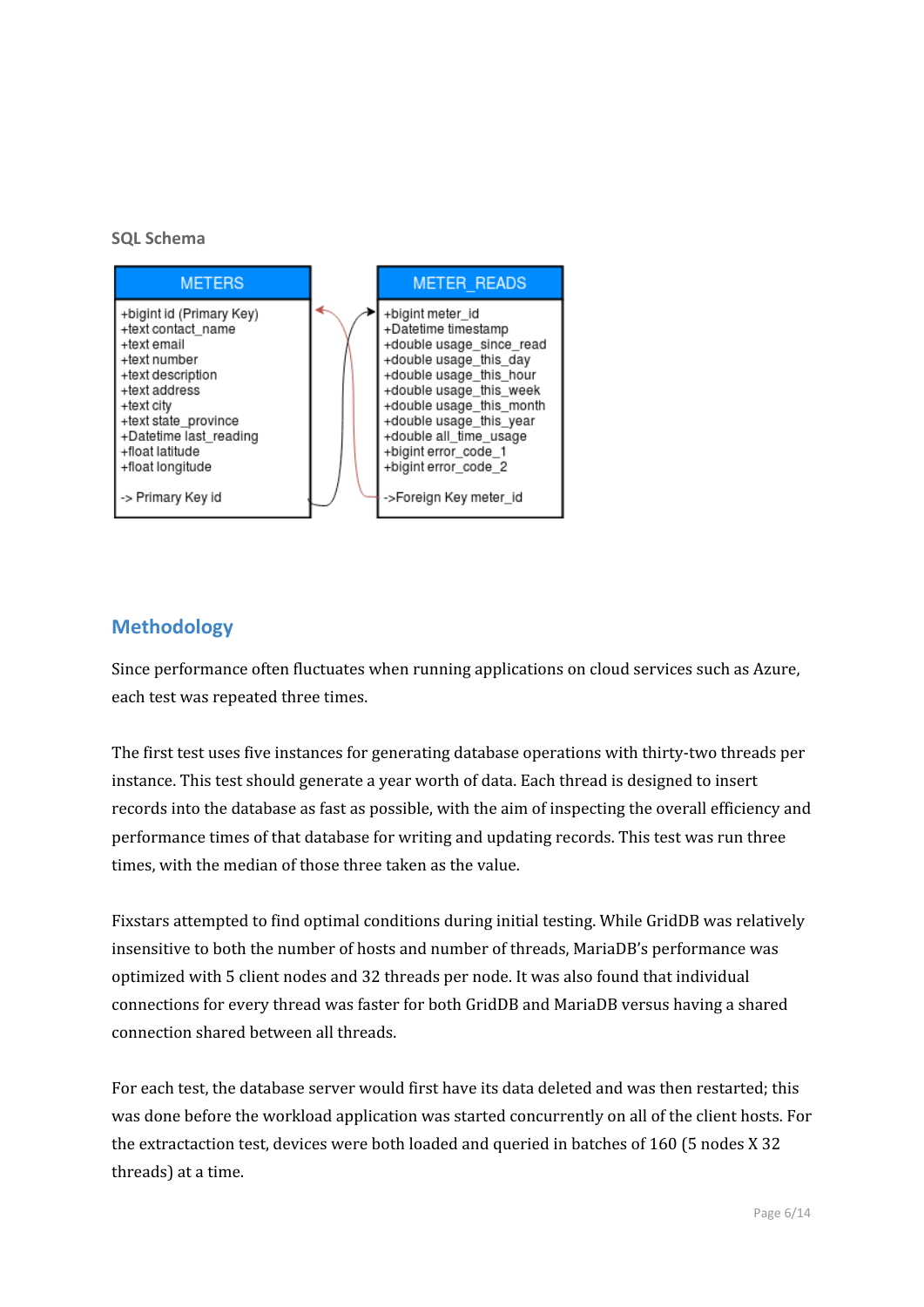**SQL Schema**

| METERS |
| --- |
| +bigint id (Primary Key) |
| +text contact_name |
| +text email |
| +text number |
| +text description |
| +text address |
| +text city |
| +text state_province |
| +Datetime last_reading |
| +float latitude |
| +float longitude |
| -> Primary Key id |

| METER_READS |
| --- |
| +bigint meter_id |
| +Datetime timestamp |
| +double usage_since_read |
| +double usage_this_day |
| +double usage_this_hour |
| +double usage_this_week |
| +double usage_this_month |
| +double usage_this_year |
| +double all_time_usage |
| +bigint error_code_1 |
| +bigint error_code_2 |
| ->Foreign Key meter_id |

## Methodology

Since performance often fluctuates when running applications on cloud services such as Azure, each test was repeated three times.

The first test uses five instances for generating database operations with thirty-two threads per instance. This test should generate a year worth of data. Each thread is designed to insert records into the database as fast as possible, with the aim of inspecting the overall efficiency and performance times of that database for writing and updating records. This test was run three times, with the median of those three taken as the value.

Fixstars attempted to find optimal conditions during initial testing. While GridDB was relatively insensitive to both the number of hosts and number of threads, MariaDB's performance was optimized with 5 client nodes and 32 threads per node. It was also found that individual connections for every thread was faster for both GridDB and MariaDB versus having a shared connection shared between all threads.

For each test, the database server would first have its data deleted and was then restarted; this was done before the workload application was started concurrently on all of the client hosts. For the extractaction test, devices were both loaded and queried in batches of 160 (5 nodes X 32 threads) at a time.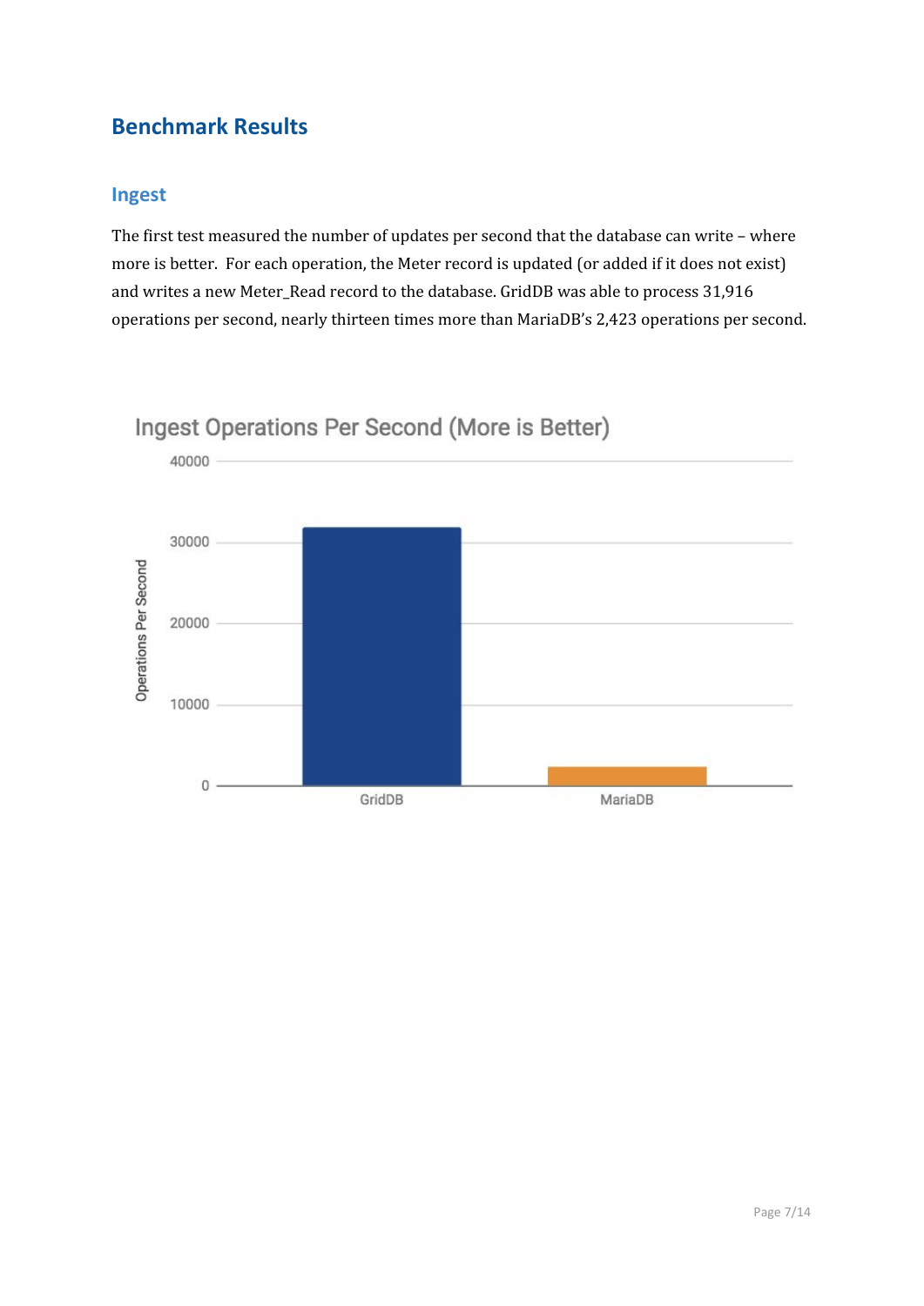## Benchmark Results

### Ingest

The first test measured the number of updates per second that the database can write – where more is better. For each operation, the Meter record is updated (or added if it does not exist) and writes a new Meter_Read record to the database. GridDB was able to process 31,916 operations per second, nearly thirteen times more than MariaDB's 2,423 operations per second.

Ingest Operations Per Second (More is Better)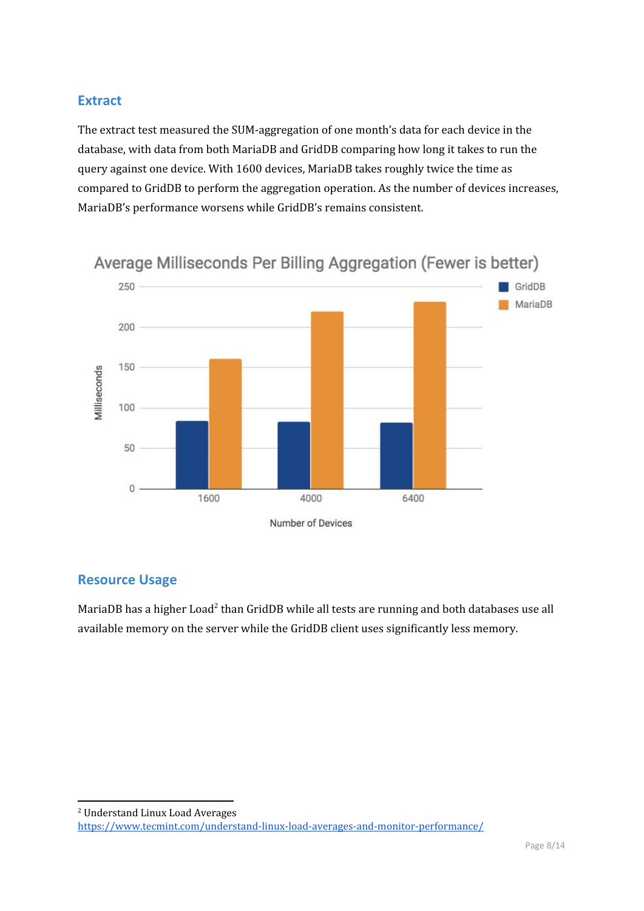## Extract

The extract test measured the SUM-aggregation of one month's data for each device in the database, with data from both MariaDB and GridDB comparing how long it takes to run the query against one device. With 1600 devices, MariaDB takes roughly twice the time as compared to GridDB to perform the aggregation operation. As the number of devices increases, MariaDB's performance worsens while GridDB's remains consistent.

## Resource Usage

MariaDB has a higher Load[2] than GridDB while all tests are running and both databases use all available memory on the server while the GridDB client uses significantly less memory.

---

[2] Understand Linux Load Averages
https://www.tecmint.com/understand-linux-load-averages-and-monitor-performance/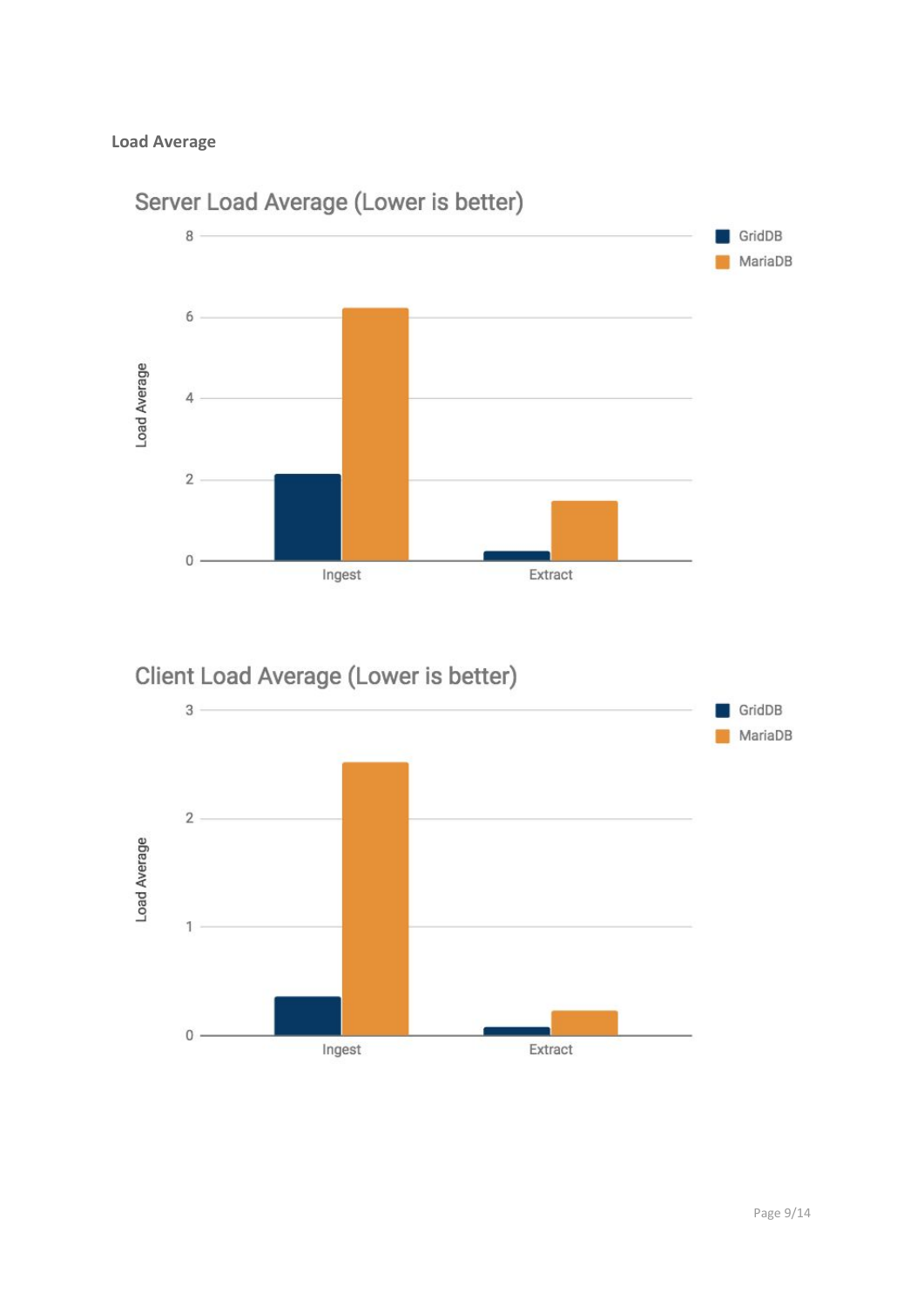**Load Average**

Server Load Average (Lower is better)

Client Load Average (Lower is better)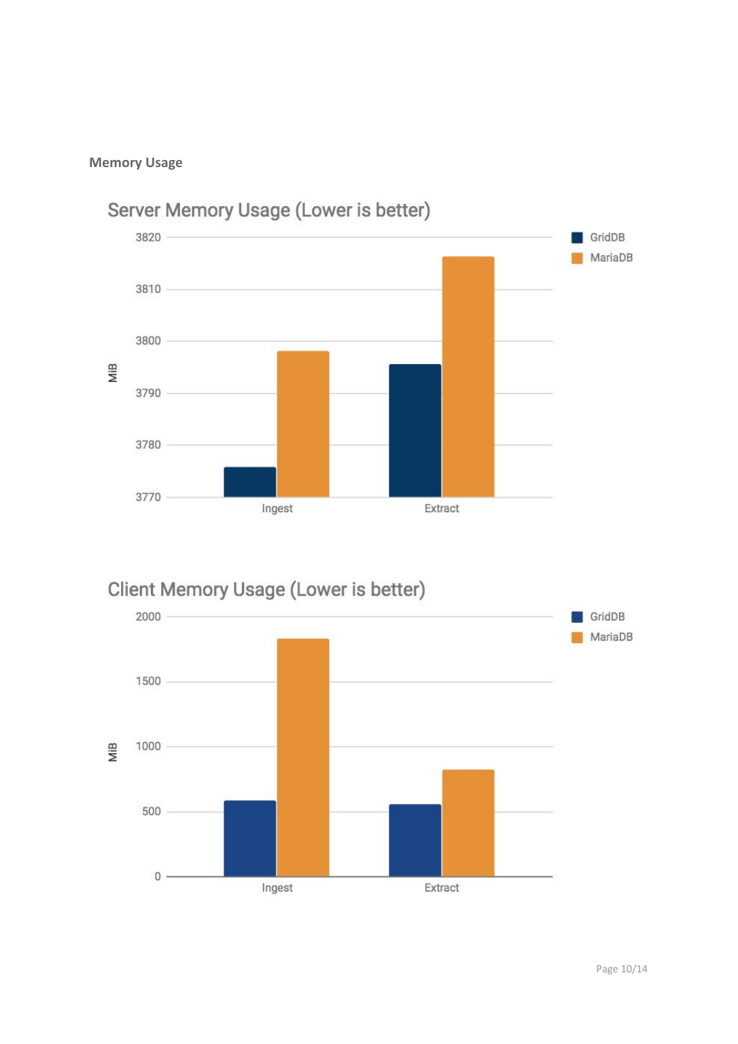**Memory Usage**

Server Memory Usage (Lower is better)

Client Memory Usage (Lower is better)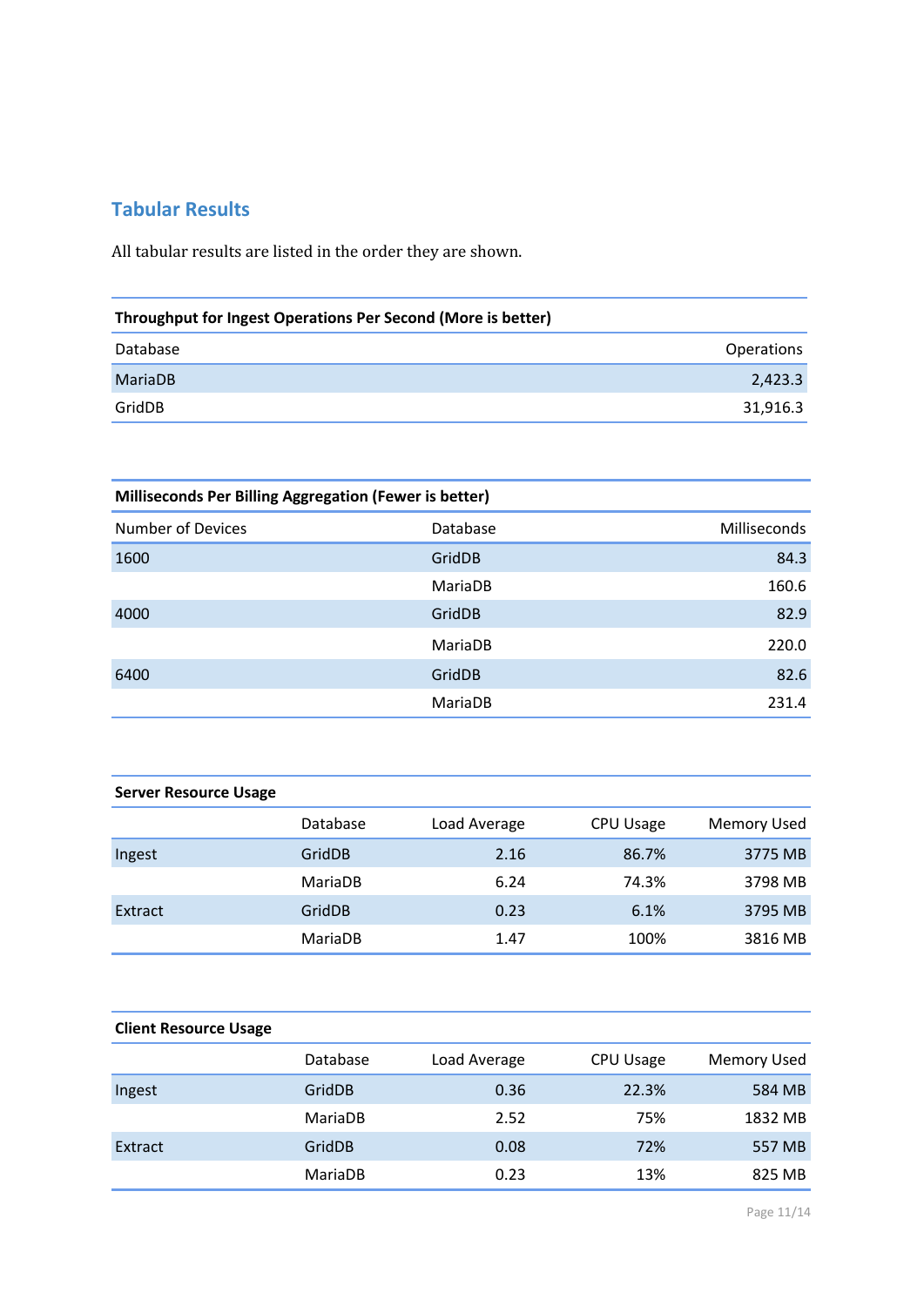## Tabular Results

All tabular results are listed in the order they are shown.

| **Throughput for Ingest Operations Per Second (More is better)** | |
|---|---|
| Database | Operations |
| MariaDB | 2,423.3 |
| GridDB | 31,916.3 |

| **Milliseconds Per Billing Aggregation (Fewer is better)** | | |
|---|---|---|
| Number of Devices | Database | Milliseconds |
| 1600 | GridDB | 84.3 |
| | MariaDB | 160.6 |
| 4000 | GridDB | 82.9 |
| | MariaDB | 220.0 |
| 6400 | GridDB | 82.6 |
| | MariaDB | 231.4 |

| **Server Resource Usage** | | | | |
|---|---|---|---|---|
| | Database | Load Average | CPU Usage | Memory Used |
| Ingest | GridDB | 2.16 | 86.7% | 3775 MB |
| | MariaDB | 6.24 | 74.3% | 3798 MB |
| Extract | GridDB | 0.23 | 6.1% | 3795 MB |
| | MariaDB | 1.47 | 100% | 3816 MB |

| **Client Resource Usage** | | | | |
|---|---|---|---|---|
| | Database | Load Average | CPU Usage | Memory Used |
| Ingest | GridDB | 0.36 | 22.3% | 584 MB |
| | MariaDB | 2.52 | 75% | 1832 MB |
| Extract | GridDB | 0.08 | 72% | 557 MB |
| | MariaDB | 0.23 | 13% | 825 MB |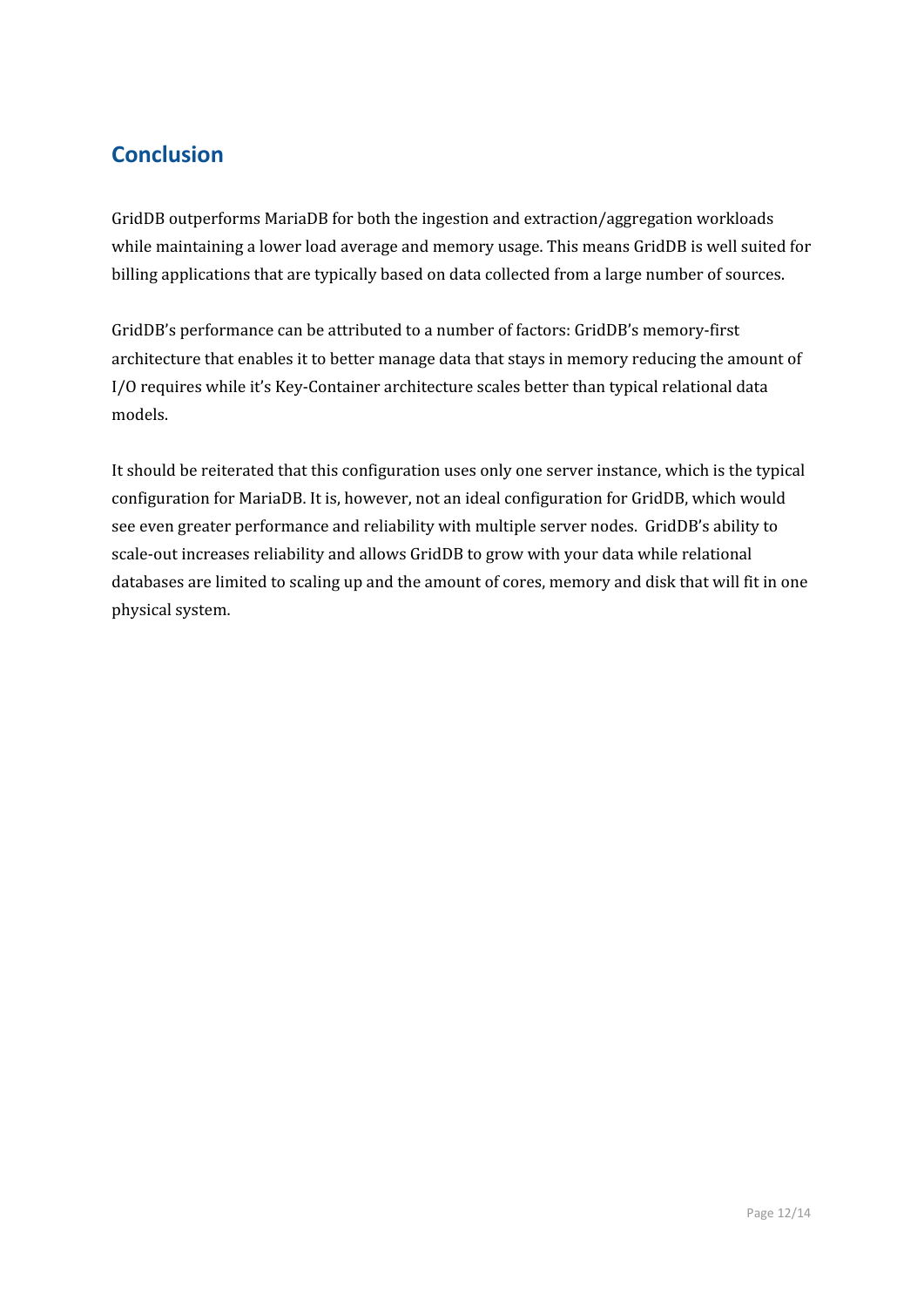## Conclusion

GridDB outperforms MariaDB for both the ingestion and extraction/aggregation workloads while maintaining a lower load average and memory usage. This means GridDB is well suited for billing applications that are typically based on data collected from a large number of sources.

GridDB's performance can be attributed to a number of factors: GridDB's memory-first architecture that enables it to better manage data that stays in memory reducing the amount of I/O requires while it's Key-Container architecture scales better than typical relational data models.

It should be reiterated that this configuration uses only one server instance, which is the typical configuration for MariaDB. It is, however, not an ideal configuration for GridDB, which would see even greater performance and reliability with multiple server nodes. GridDB's ability to scale-out increases reliability and allows GridDB to grow with your data while relational databases are limited to scaling up and the amount of cores, memory and disk that will fit in one physical system.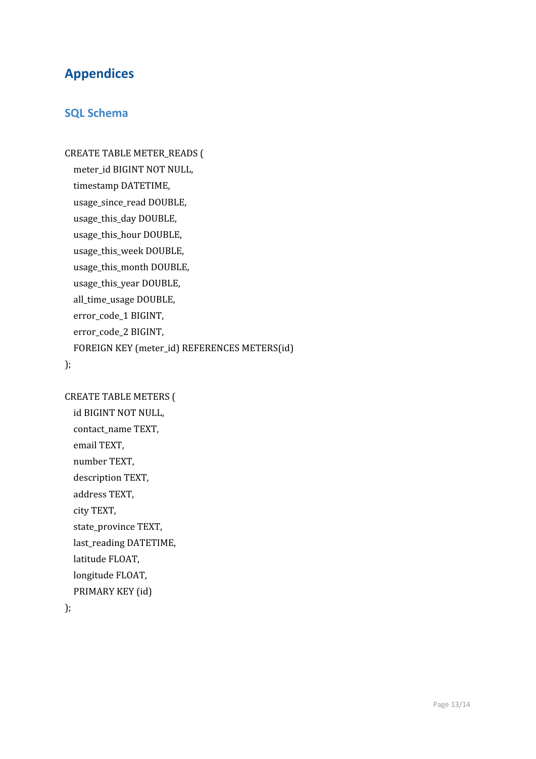# Appendices

## SQL Schema

```
CREATE TABLE METER_READS (
  meter_id BIGINT NOT NULL,
  timestamp DATETIME,
  usage_since_read DOUBLE,
  usage_this_day DOUBLE,
  usage_this_hour DOUBLE,
  usage_this_week DOUBLE,
  usage_this_month DOUBLE,
  usage_this_year DOUBLE,
  all_time_usage DOUBLE,
  error_code_1 BIGINT,
  error_code_2 BIGINT,
  FOREIGN KEY (meter_id) REFERENCES METERS(id)
);

CREATE TABLE METERS (
  id BIGINT NOT NULL,
  contact_name TEXT,
  email TEXT,
  number TEXT,
  description TEXT,
  address TEXT,
  city TEXT,
  state_province TEXT,
  last_reading DATETIME,
  latitude FLOAT,
  longitude FLOAT,
  PRIMARY KEY (id)
);
```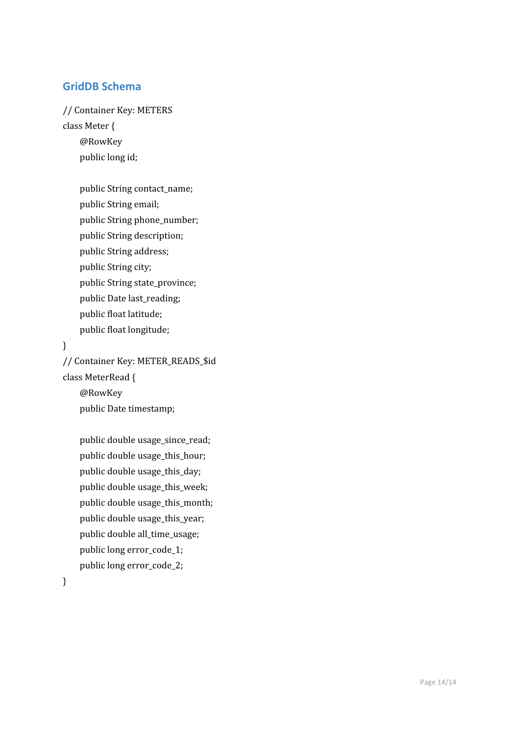## GridDB Schema

```
// Container Key: METERS
class Meter {
    @RowKey
    public long id;

    public String contact_name;
    public String email;
    public String phone_number;
    public String description;
    public String address;
    public String city;
    public String state_province;
    public Date last_reading;
    public float latitude;
    public float longitude;
}
// Container Key: METER_READS_$id
class MeterRead {
    @RowKey
    public Date timestamp;

    public double usage_since_read;
    public double usage_this_hour;
    public double usage_this_day;
    public double usage_this_week;
    public double usage_this_month;
    public double usage_this_year;
    public double all_time_usage;
    public long error_code_1;
    public long error_code_2;
}
```